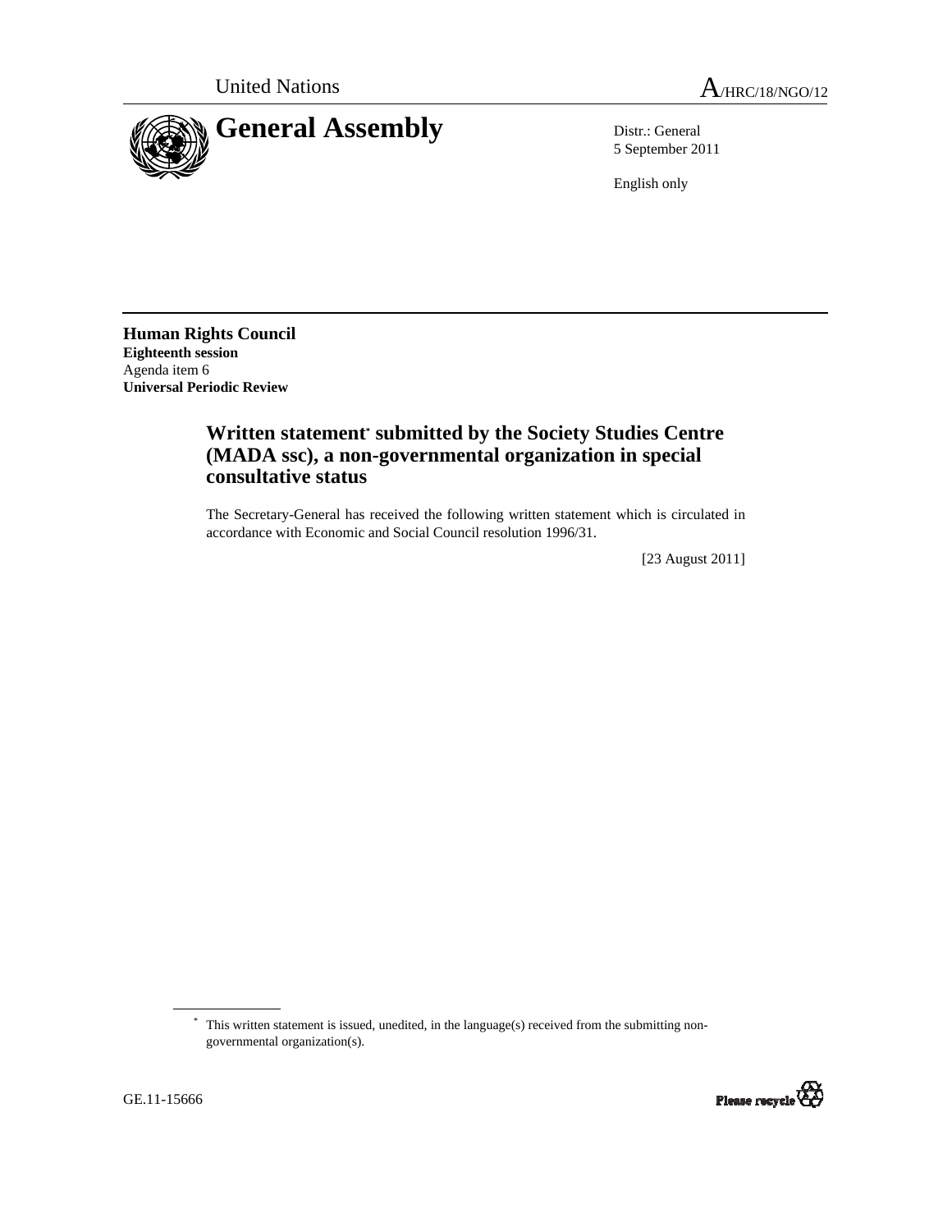United Nations A/HRC/18/NGO/12

# General Assembly

Distr.: General
5 September 2011

English only

**Human Rights Council**
**Eighteenth session**
Agenda item 6
**Universal Periodic Review**

## Written statement* submitted by the Society Studies Centre (MADA ssc), a non-governmental organization in special consultative status

The Secretary-General has received the following written statement which is circulated in accordance with Economic and Social Council resolution 1996/31.

[23 August 2011]

* This written statement is issued, unedited, in the language(s) received from the submitting non-governmental organization(s).

GE.11-15666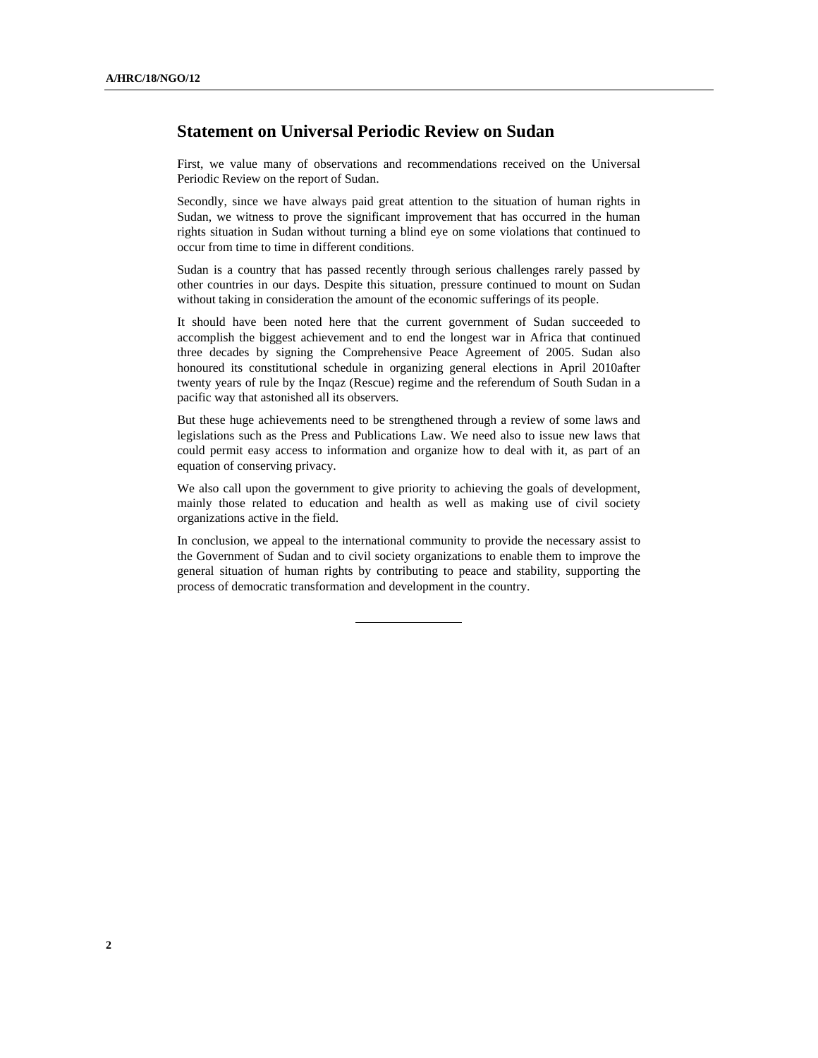## Statement on Universal Periodic Review on Sudan

First, we value many of observations and recommendations received on the Universal Periodic Review on the report of Sudan.

Secondly, since we have always paid great attention to the situation of human rights in Sudan, we witness to prove the significant improvement that has occurred in the human rights situation in Sudan without turning a blind eye on some violations that continued to occur from time to time in different conditions.

Sudan is a country that has passed recently through serious challenges rarely passed by other countries in our days. Despite this situation, pressure continued to mount on Sudan without taking in consideration the amount of the economic sufferings of its people.

It should have been noted here that the current government of Sudan succeeded to accomplish the biggest achievement and to end the longest war in Africa that continued three decades by signing the Comprehensive Peace Agreement of 2005. Sudan also honoured its constitutional schedule in organizing general elections in April 2010after twenty years of rule by the Inqaz (Rescue) regime and the referendum of South Sudan in a pacific way that astonished all its observers.

But these huge achievements need to be strengthened through a review of some laws and legislations such as the Press and Publications Law. We need also to issue new laws that could permit easy access to information and organize how to deal with it, as part of an equation of conserving privacy.

We also call upon the government to give priority to achieving the goals of development, mainly those related to education and health as well as making use of civil society organizations active in the field.

In conclusion, we appeal to the international community to provide the necessary assist to the Government of Sudan and to civil society organizations to enable them to improve the general situation of human rights by contributing to peace and stability, supporting the process of democratic transformation and development in the country.